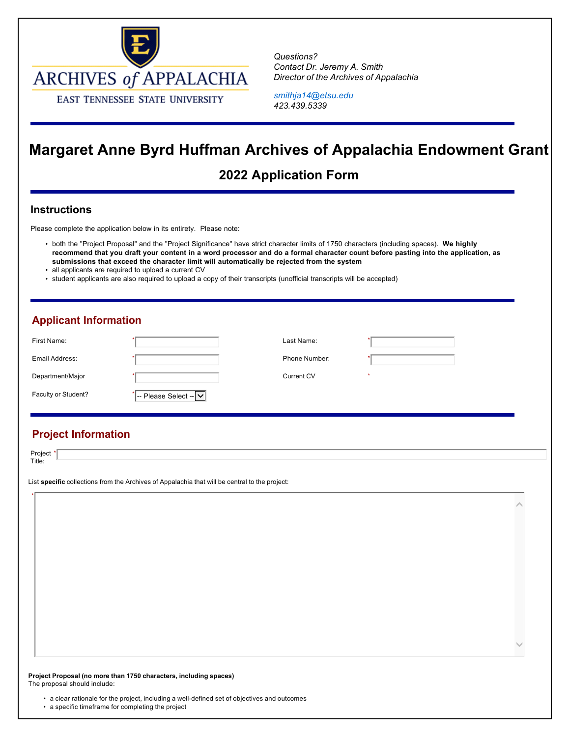ARCHIVES *of* APPALACHIA

EAST TENNESSEE STATE UNIVERSITY

*Questions?*
*Contact Dr. Jeremy A. Smith*
*Director of the Archives of Appalachia*

*smithja14@etsu.edu*
*423.439.5339*

# Margaret Anne Byrd Huffman Archives of Appalachia Endowment Grant

## 2022 Application Form

### Instructions

Please complete the application below in its entirety. Please note:

- both the "Project Proposal" and the "Project Significance" have strict character limits of 1750 characters (including spaces). **We highly recommend that you draft your content in a word processor and do a formal character count before pasting into the application, as submissions that exceed the character limit will automatically be rejected from the system**
- all applicants are required to upload a current CV
- student applicants are also required to upload a copy of their transcripts (unofficial transcripts will be accepted)

### Applicant Information

First Name: *

Last Name: *

Email Address: *

Phone Number: *

Department/Major *

Current CV *

Faculty or Student? * -- Please Select --

### Project Information

Project Title: *

List **specific** collections from the Archives of Appalachia that will be central to the project:

*

**Project Proposal (no more than 1750 characters, including spaces)**
The proposal should include:

- a clear rationale for the project, including a well-defined set of objectives and outcomes
- a specific timeframe for completing the project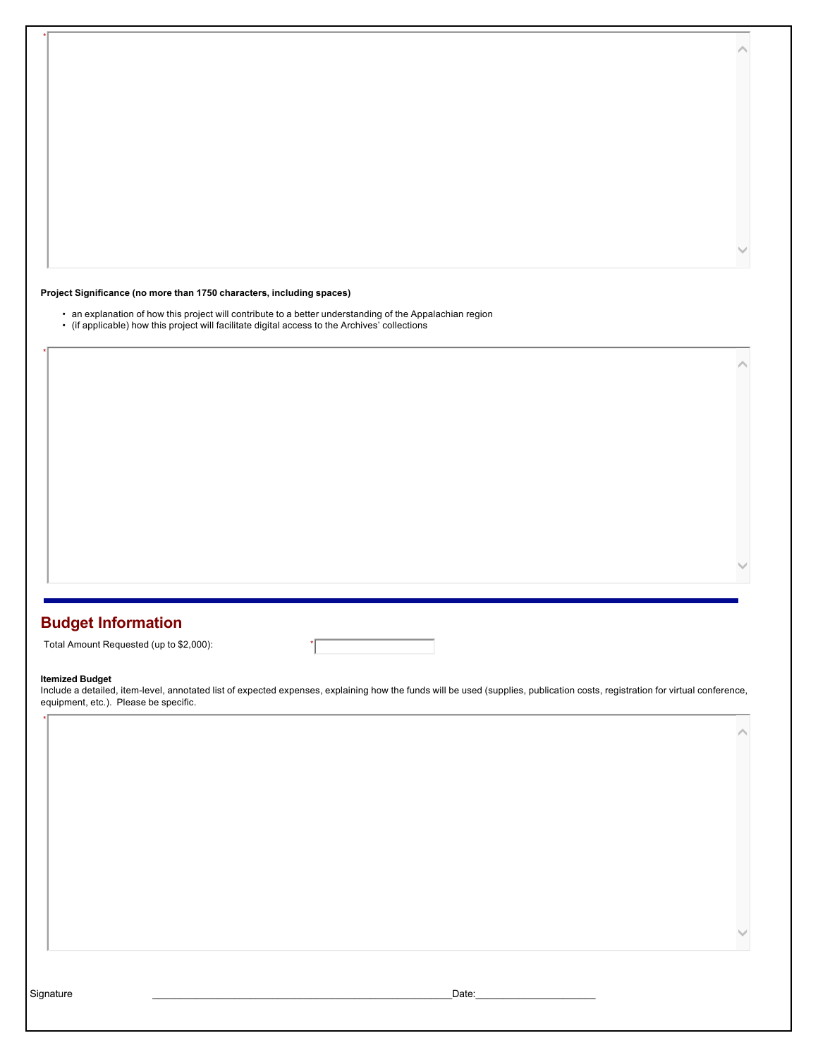*

**Project Significance (no more than 1750 characters, including spaces)**

- an explanation of how this project will contribute to a better understanding of the Appalachian region
- (if applicable) how this project will facilitate digital access to the Archives' collections

*

## Budget Information

Total Amount Requested (up to $2,000): *

**Itemized Budget**

Include a detailed, item-level, annotated list of expected expenses, explaining how the funds will be used (supplies, publication costs, registration for virtual conference, equipment, etc.). Please be specific.

*

Signature ____________________________________________________ Date: ______________________